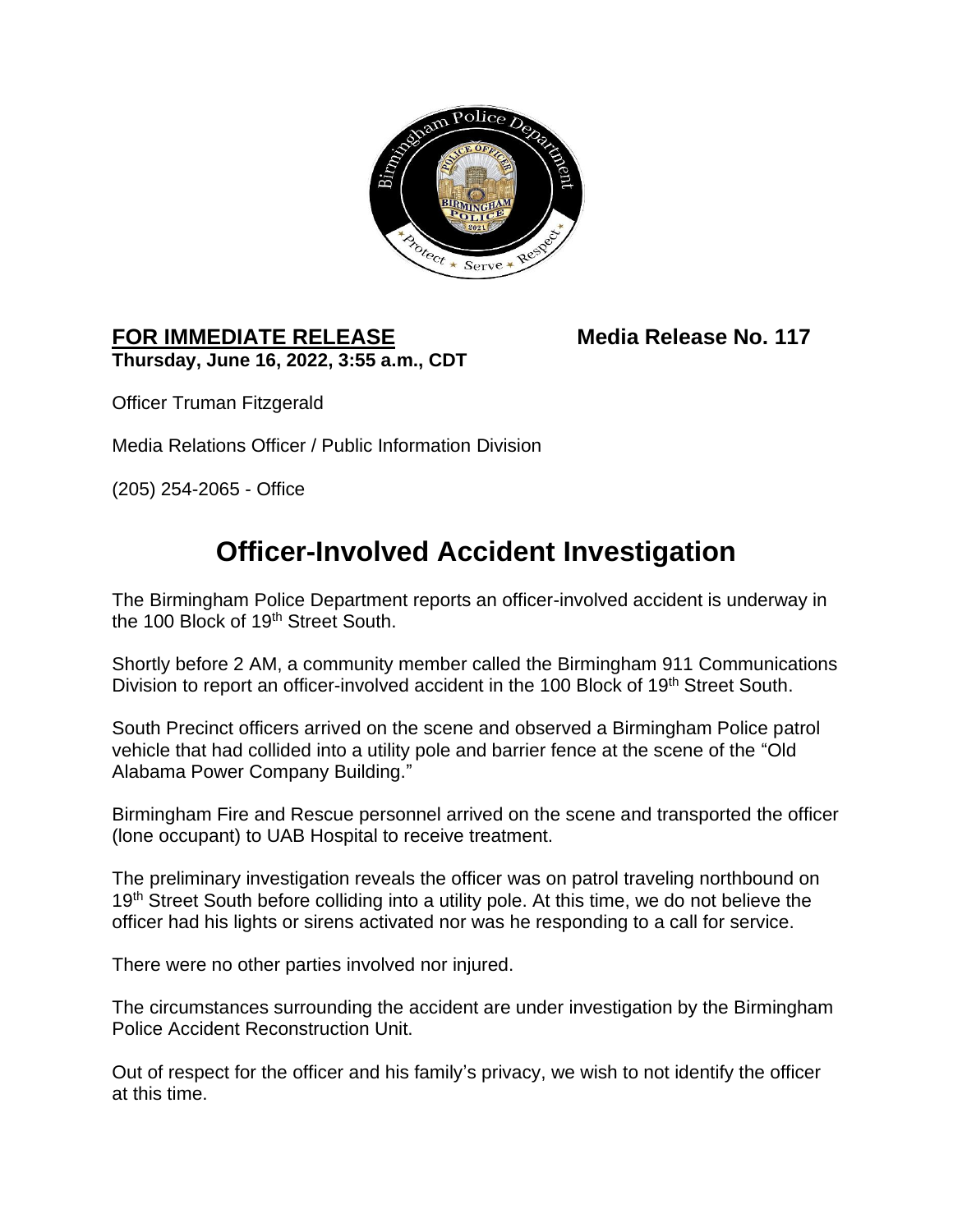**FOR IMMEDIATE RELEASE** **Media Release No. 117**
**Thursday, June 16, 2022, 3:55 a.m., CDT**

Officer Truman Fitzgerald

Media Relations Officer / Public Information Division

(205) 254-2065 - Office

# Officer-Involved Accident Investigation

The Birmingham Police Department reports an officer-involved accident is underway in the 100 Block of 19th Street South.

Shortly before 2 AM, a community member called the Birmingham 911 Communications Division to report an officer-involved accident in the 100 Block of 19th Street South.

South Precinct officers arrived on the scene and observed a Birmingham Police patrol vehicle that had collided into a utility pole and barrier fence at the scene of the "Old Alabama Power Company Building."

Birmingham Fire and Rescue personnel arrived on the scene and transported the officer (lone occupant) to UAB Hospital to receive treatment.

The preliminary investigation reveals the officer was on patrol traveling northbound on 19th Street South before colliding into a utility pole. At this time, we do not believe the officer had his lights or sirens activated nor was he responding to a call for service.

There were no other parties involved nor injured.

The circumstances surrounding the accident are under investigation by the Birmingham Police Accident Reconstruction Unit.

Out of respect for the officer and his family's privacy, we wish to not identify the officer at this time.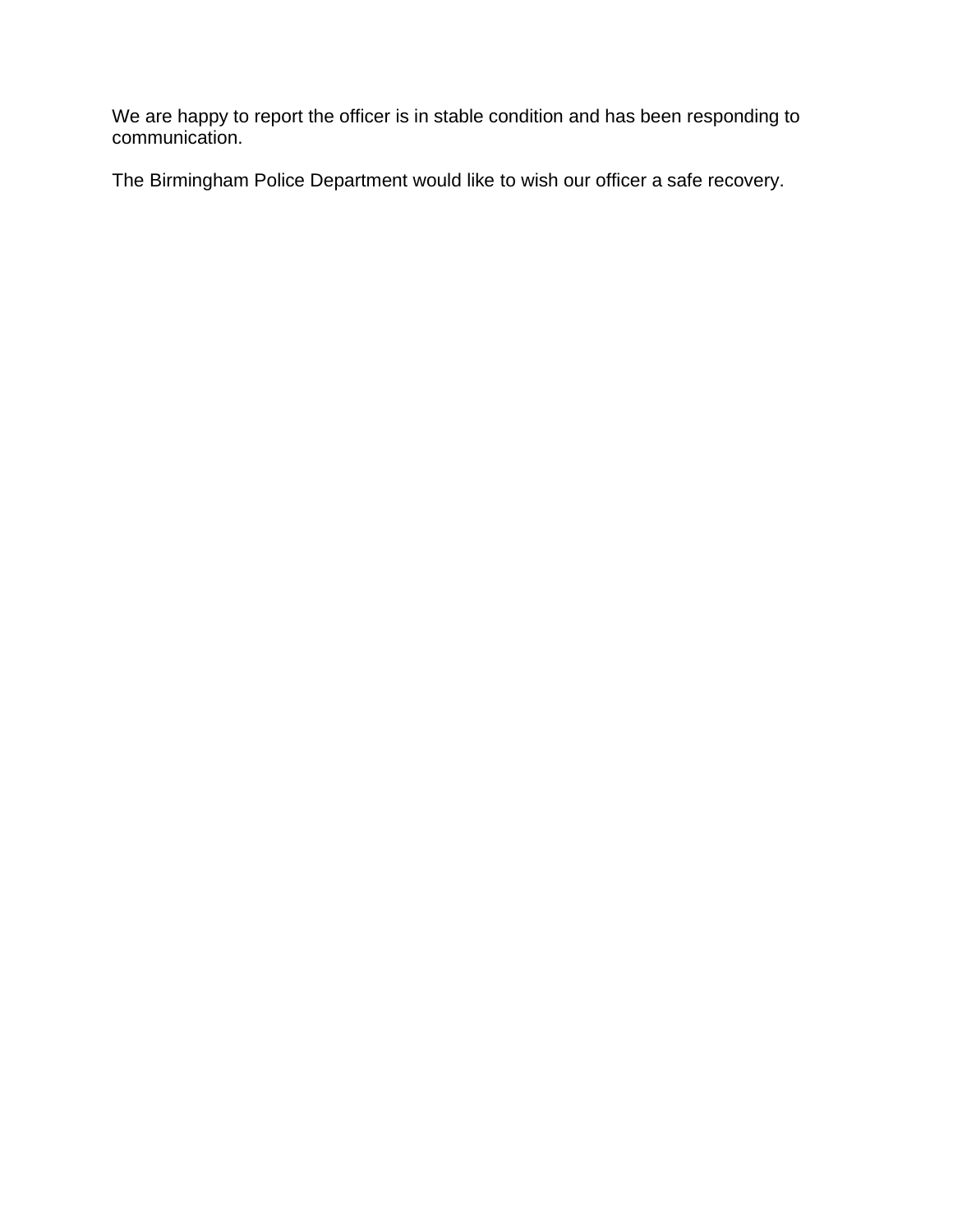We are happy to report the officer is in stable condition and has been responding to communication.

The Birmingham Police Department would like to wish our officer a safe recovery.